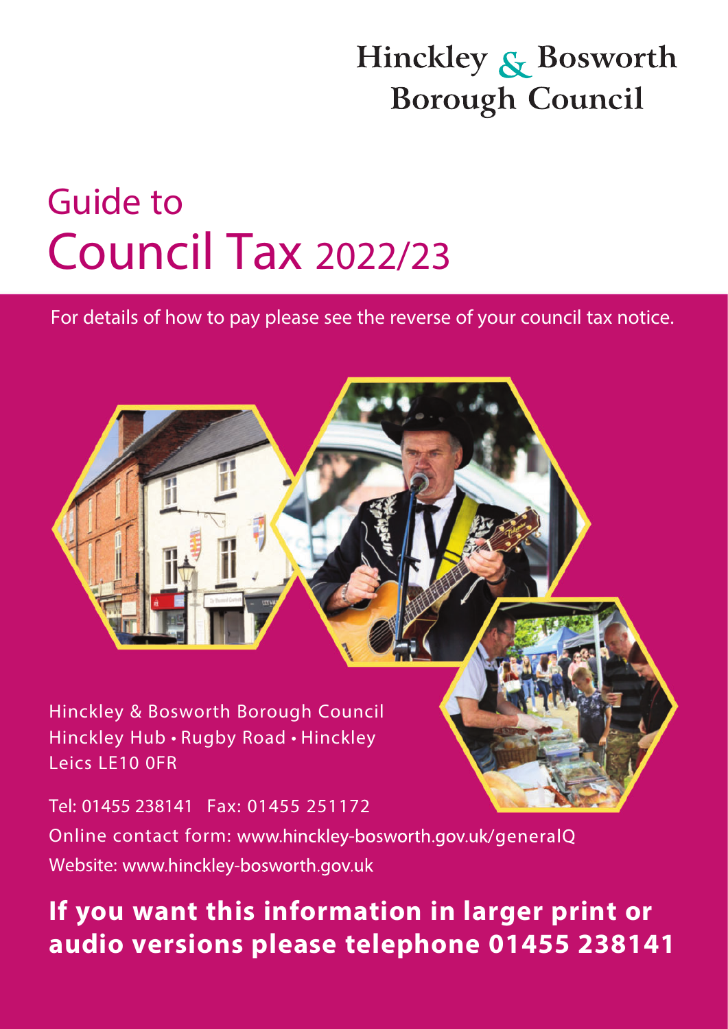Hinckley & Bosworth Borough Council

# Guide to Council Tax 2022/23

For details of how to pay please see the reverse of your council tax notice.

Hinckley & Bosworth Borough Council
Hinckley Hub • Rugby Road • Hinckley
Leics LE10 0FR

Tel: 01455 238141 Fax: 01455 251172

Online contact form: www.hinckley-bosworth.gov.uk/generalQ

Website: www.hinckley-bosworth.gov.uk

**If you want this information in larger print or audio versions please telephone 01455 238141**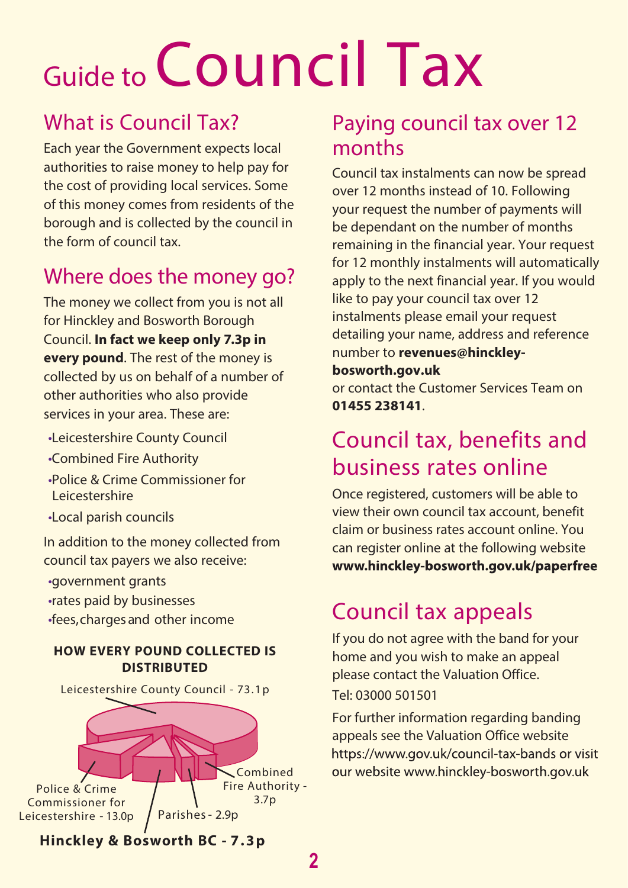# Guide to Council Tax

## What is Council Tax?

Each year the Government expects local authorities to raise money to help pay for the cost of providing local services. Some of this money comes from residents of the borough and is collected by the council in the form of council tax.

## Where does the money go?

The money we collect from you is not all for Hinckley and Bosworth Borough Council. **In fact we keep only 7.3p in every pound**. The rest of the money is collected by us on behalf of a number of other authorities who also provide services in your area. These are:

- Leicestershire County Council
- Combined Fire Authority
- Police & Crime Commissioner for Leicestershire
- Local parish councils

In addition to the money collected from council tax payers we also receive:

- government grants
- rates paid by businesses
- fees, charges and other income

**HOW EVERY POUND COLLECTED IS DISTRIBUTED**

Leicestershire County Council - 73.1p

Police & Crime Commissioner for Leicestershire - 13.0p

Combined Fire Authority - 3.7p

Parishes - 2.9p

**Hinckley & Bosworth BC - 7.3p**

## Paying council tax over 12 months

Council tax instalments can now be spread over 12 months instead of 10. Following your request the number of payments will be dependant on the number of months remaining in the financial year. Your request for 12 monthly instalments will automatically apply to the next financial year. If you would like to pay your council tax over 12 instalments please email your request detailing your name, address and reference number to **revenues@hinckley-bosworth.gov.uk**
or contact the Customer Services Team on **01455 238141**.

## Council tax, benefits and business rates online

Once registered, customers will be able to view their own council tax account, benefit claim or business rates account online. You can register online at the following website **www.hinckley-bosworth.gov.uk/paperfree**

## Council tax appeals

If you do not agree with the band for your home and you wish to make an appeal please contact the Valuation Office.

Tel: 03000 501501

For further information regarding banding appeals see the Valuation Office website https://www.gov.uk/council-tax-bands or visit our website www.hinckley-bosworth.gov.uk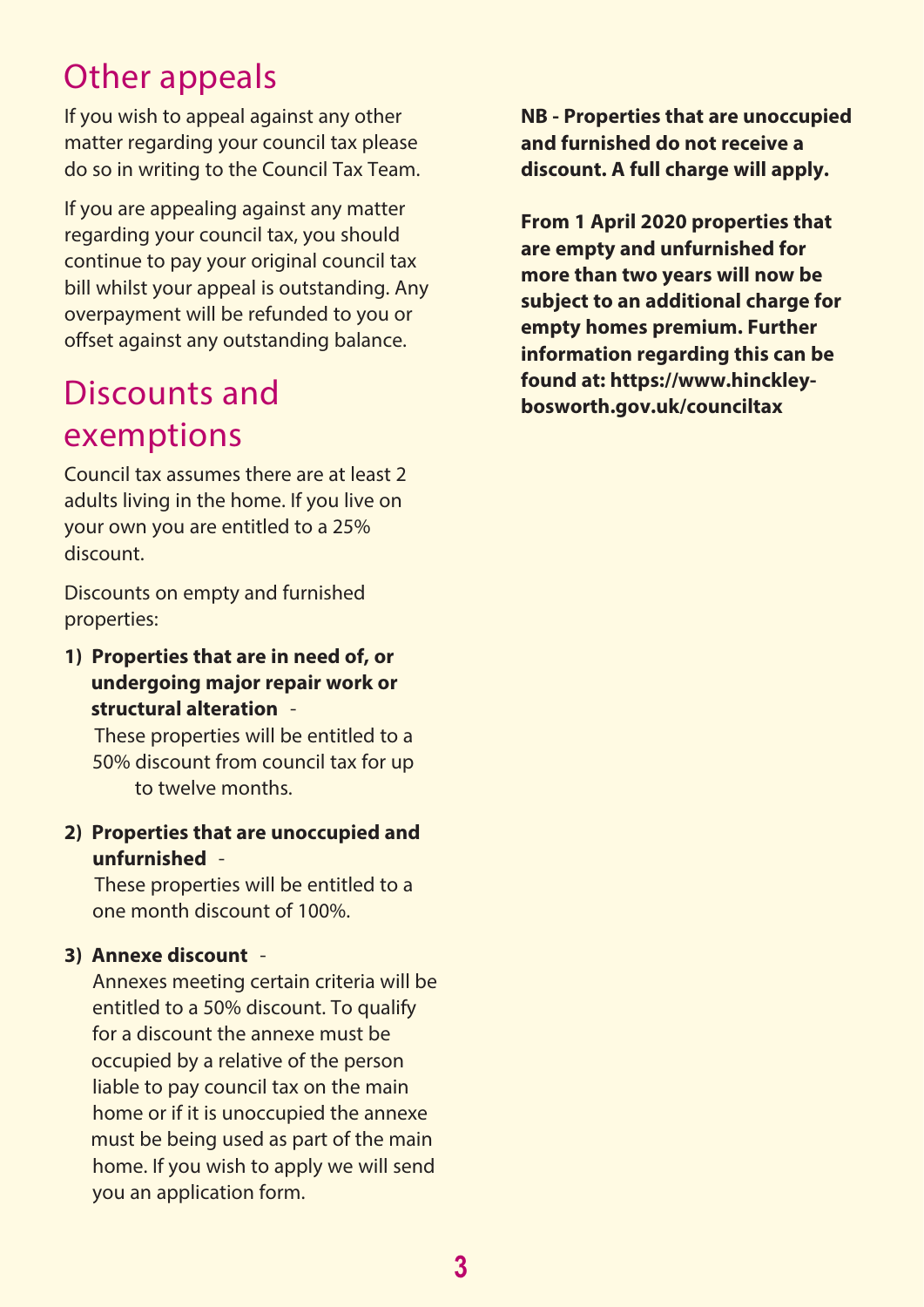## Other appeals

If you wish to appeal against any other matter regarding your council tax please do so in writing to the Council Tax Team.

If you are appealing against any matter regarding your council tax, you should continue to pay your original council tax bill whilst your appeal is outstanding. Any overpayment will be refunded to you or offset against any outstanding balance.

## Discounts and exemptions

Council tax assumes there are at least 2 adults living in the home. If you live on your own you are entitled to a 25% discount.

Discounts on empty and furnished properties:

1) **Properties that are in need of, or undergoing major repair work or structural alteration** -
   These properties will be entitled to a 50% discount from council tax for up to twelve months.

2) **Properties that are unoccupied and unfurnished** -
   These properties will be entitled to a one month discount of 100%.

3) **Annexe discount** -
   Annexes meeting certain criteria will be entitled to a 50% discount. To qualify for a discount the annexe must be occupied by a relative of the person liable to pay council tax on the main home or if it is unoccupied the annexe must be being used as part of the main home. If you wish to apply we will send you an application form.

**NB - Properties that are unoccupied and furnished do not receive a discount. A full charge will apply.**

**From 1 April 2020 properties that are empty and unfurnished for more than two years will now be subject to an additional charge for empty homes premium. Further information regarding this can be found at: https://www.hinckley-bosworth.gov.uk/counciltax**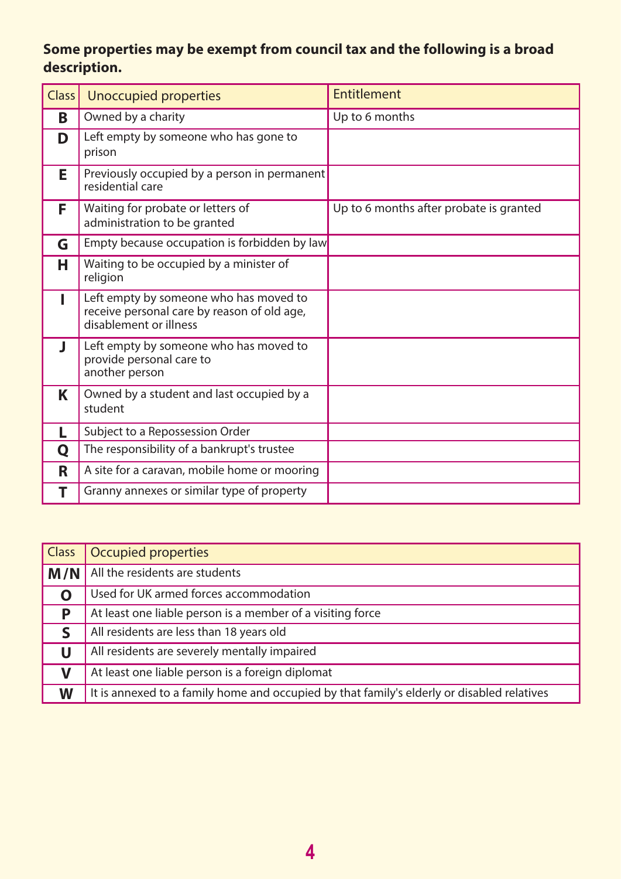**Some properties may be exempt from council tax and the following is a broad description.**

| Class | Unoccupied properties | Entitlement |
|---|---|---|
| **B** | Owned by a charity | Up to 6 months |
| **D** | Left empty by someone who has gone to prison | |
| **E** | Previously occupied by a person in permanent residential care | |
| **F** | Waiting for probate or letters of administration to be granted | Up to 6 months after probate is granted |
| **G** | Empty because occupation is forbidden by law | |
| **H** | Waiting to be occupied by a minister of religion | |
| **I** | Left empty by someone who has moved to receive personal care by reason of old age, disablement or illness | |
| **J** | Left empty by someone who has moved to provide personal care to another person | |
| **K** | Owned by a student and last occupied by a student | |
| **L** | Subject to a Repossession Order | |
| **Q** | The responsibility of a bankrupt's trustee | |
| **R** | A site for a caravan, mobile home or mooring | |
| **T** | Granny annexes or similar type of property | |

| Class | Occupied properties |
|---|---|
| **M/N** | All the residents are students |
| **O** | Used for UK armed forces accommodation |
| **P** | At least one liable person is a member of a visiting force |
| **S** | All residents are less than 18 years old |
| **U** | All residents are severely mentally impaired |
| **V** | At least one liable person is a foreign diplomat |
| **W** | It is annexed to a family home and occupied by that family's elderly or disabled relatives |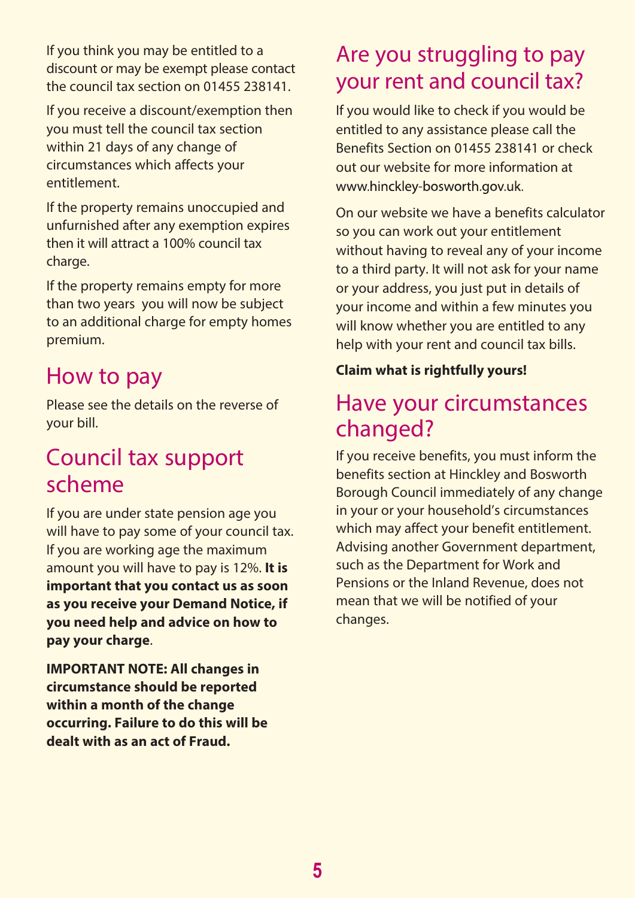If you think you may be entitled to a discount or may be exempt please contact the council tax section on 01455 238141.

If you receive a discount/exemption then you must tell the council tax section within 21 days of any change of circumstances which affects your entitlement.

If the property remains unoccupied and unfurnished after any exemption expires then it will attract a 100% council tax charge.

If the property remains empty for more than two years you will now be subject to an additional charge for empty homes premium.

## How to pay

Please see the details on the reverse of your bill.

## Council tax support scheme

If you are under state pension age you will have to pay some of your council tax. If you are working age the maximum amount you will have to pay is 12%. **It is important that you contact us as soon as you receive your Demand Notice, if you need help and advice on how to pay your charge**.

**IMPORTANT NOTE: All changes in circumstance should be reported within a month of the change occurring. Failure to do this will be dealt with as an act of Fraud.**

## Are you struggling to pay your rent and council tax?

If you would like to check if you would be entitled to any assistance please call the Benefits Section on 01455 238141 or check out our website for more information at www.hinckley-bosworth.gov.uk.

On our website we have a benefits calculator so you can work out your entitlement without having to reveal any of your income to a third party. It will not ask for your name or your address, you just put in details of your income and within a few minutes you will know whether you are entitled to any help with your rent and council tax bills.

**Claim what is rightfully yours!**

## Have your circumstances changed?

If you receive benefits, you must inform the benefits section at Hinckley and Bosworth Borough Council immediately of any change in your or your household's circumstances which may affect your benefit entitlement. Advising another Government department, such as the Department for Work and Pensions or the Inland Revenue, does not mean that we will be notified of your changes.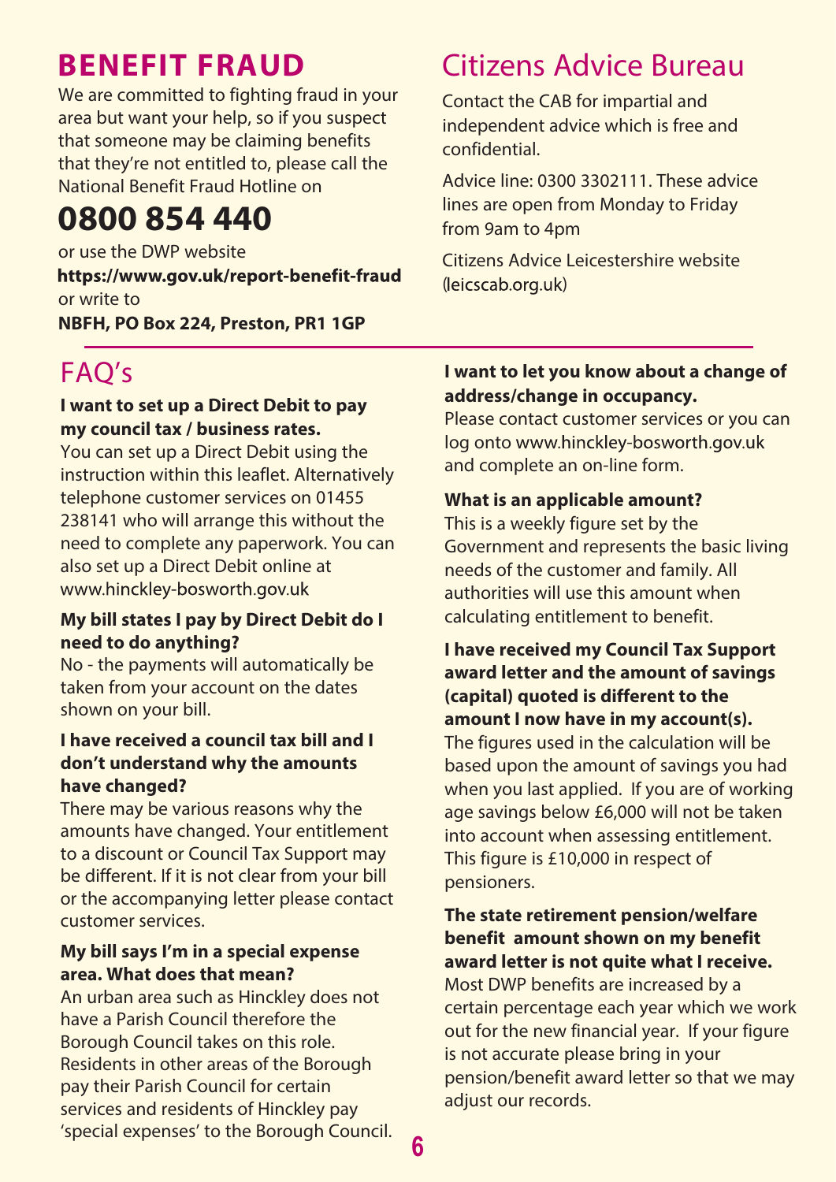# BENEFIT FRAUD

We are committed to fighting fraud in your area but want your help, so if you suspect that someone may be claiming benefits that they're not entitled to, please call the National Benefit Fraud Hotline on

## 0800 854 440

or use the DWP website
**https://www.gov.uk/report-benefit-fraud**
or write to
**NBFH, PO Box 224, Preston, PR1 1GP**

# Citizens Advice Bureau

Contact the CAB for impartial and independent advice which is free and confidential.

Advice line: 0300 3302111. These advice lines are open from Monday to Friday from 9am to 4pm

Citizens Advice Leicestershire website (leicscab.org.uk)

# FAQ's

**I want to set up a Direct Debit to pay my council tax / business rates.**
You can set up a Direct Debit using the instruction within this leaflet. Alternatively telephone customer services on 01455 238141 who will arrange this without the need to complete any paperwork. You can also set up a Direct Debit online at www.hinckley-bosworth.gov.uk

**My bill states I pay by Direct Debit do I need to do anything?**
No - the payments will automatically be taken from your account on the dates shown on your bill.

**I have received a council tax bill and I don't understand why the amounts have changed?**
There may be various reasons why the amounts have changed. Your entitlement to a discount or Council Tax Support may be different. If it is not clear from your bill or the accompanying letter please contact customer services.

**My bill says I'm in a special expense area. What does that mean?**
An urban area such as Hinckley does not have a Parish Council therefore the Borough Council takes on this role. Residents in other areas of the Borough pay their Parish Council for certain services and residents of Hinckley pay 'special expenses' to the Borough Council.

**I want to let you know about a change of address/change in occupancy.**
Please contact customer services or you can log onto www.hinckley-bosworth.gov.uk and complete an on-line form.

**What is an applicable amount?**
This is a weekly figure set by the Government and represents the basic living needs of the customer and family. All authorities will use this amount when calculating entitlement to benefit.

**I have received my Council Tax Support award letter and the amount of savings (capital) quoted is different to the amount I now have in my account(s).**
The figures used in the calculation will be based upon the amount of savings you had when you last applied. If you are of working age savings below £6,000 will not be taken into account when assessing entitlement. This figure is £10,000 in respect of pensioners.

**The state retirement pension/welfare benefit amount shown on my benefit award letter is not quite what I receive.**
Most DWP benefits are increased by a certain percentage each year which we work out for the new financial year. If your figure is not accurate please bring in your pension/benefit award letter so that we may adjust our records.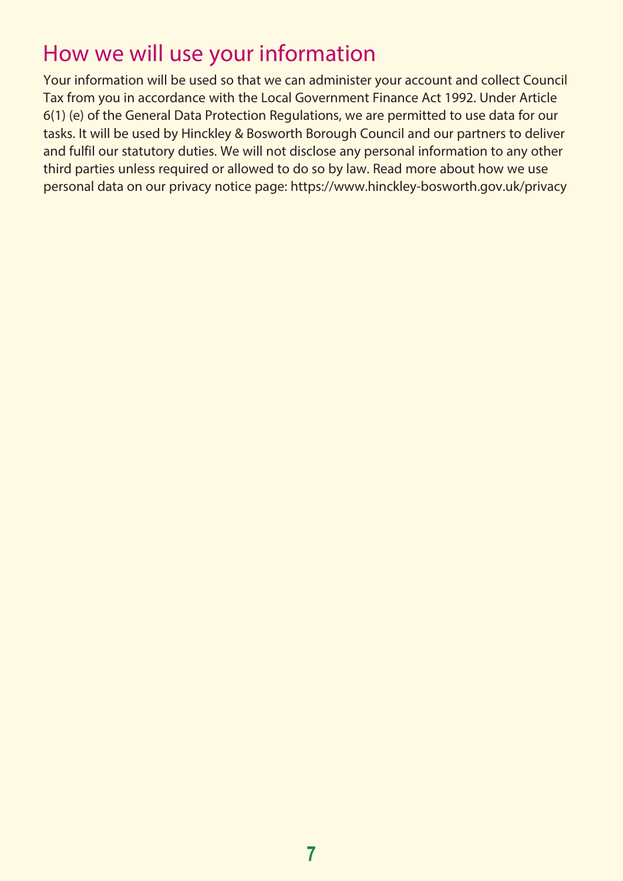## How we will use your information

Your information will be used so that we can administer your account and collect Council Tax from you in accordance with the Local Government Finance Act 1992. Under Article 6(1) (e) of the General Data Protection Regulations, we are permitted to use data for our tasks. It will be used by Hinckley & Bosworth Borough Council and our partners to deliver and fulfil our statutory duties. We will not disclose any personal information to any other third parties unless required or allowed to do so by law. Read more about how we use personal data on our privacy notice page: https://www.hinckley-bosworth.gov.uk/privacy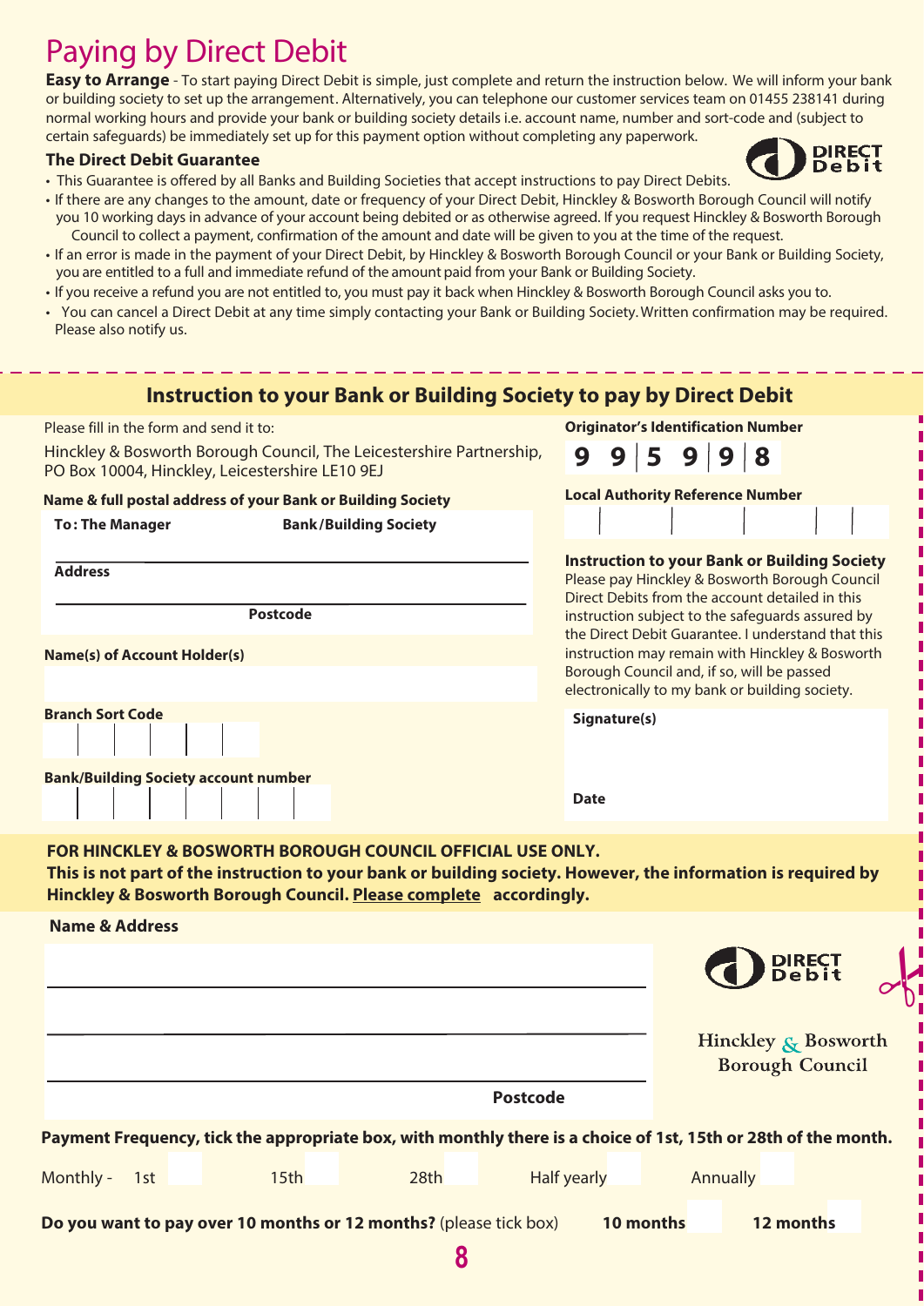# Paying by Direct Debit

**Easy to Arrange** - To start paying Direct Debit is simple, just complete and return the instruction below. We will inform your bank or building society to set up the arrangement. Alternatively, you can telephone our customer services team on 01455 238141 during normal working hours and provide your bank or building society details i.e. account name, number and sort-code and (subject to certain safeguards) be immediately set up for this payment option without completing any paperwork.

### The Direct Debit Guarantee

- This Guarantee is offered by all Banks and Building Societies that accept instructions to pay Direct Debits.
- If there are any changes to the amount, date or frequency of your Direct Debit, Hinckley & Bosworth Borough Council will notify you 10 working days in advance of your account being debited or as otherwise agreed. If you request Hinckley & Bosworth Borough Council to collect a payment, confirmation of the amount and date will be given to you at the time of the request.
- If an error is made in the payment of your Direct Debit, by Hinckley & Bosworth Borough Council or your Bank or Building Society, you are entitled to a full and immediate refund of the amount paid from your Bank or Building Society.
- If you receive a refund you are not entitled to, you must pay it back when Hinckley & Bosworth Borough Council asks you to.
- You can cancel a Direct Debit at any time simply contacting your Bank or Building Society. Written confirmation may be required. Please also notify us.

## Instruction to your Bank or Building Society to pay by Direct Debit

Please fill in the form and send it to:

Hinckley & Bosworth Borough Council, The Leicestershire Partnership, PO Box 10004, Hinckley, Leicestershire LE10 9EJ

**Name & full postal address of your Bank or Building Society**

**To: The Manager** **Bank/Building Society**

**Address**

**Postcode**

**Name(s) of Account Holder(s)**

**Branch Sort Code**

**Bank/Building Society account number**

**Originator's Identification Number**

9 9 5 9 9 8

**Local Authority Reference Number**

**Instruction to your Bank or Building Society**
Please pay Hinckley & Bosworth Borough Council Direct Debits from the account detailed in this instruction subject to the safeguards assured by the Direct Debit Guarantee. I understand that this instruction may remain with Hinckley & Bosworth Borough Council and, if so, will be passed electronically to my bank or building society.

**Signature(s)**

**Date**

**FOR HINCKLEY & BOSWORTH BOROUGH COUNCIL OFFICIAL USE ONLY.**
**This is not part of the instruction to your bank or building society. However, the information is required by Hinckley & Bosworth Borough Council. Please complete accordingly.**

**Name & Address**

**Postcode**

Hinckley & Bosworth Borough Council

**Payment Frequency, tick the appropriate box, with monthly there is a choice of 1st, 15th or 28th of the month.**

Monthly - 1st 15th 28th Half yearly Annually

**Do you want to pay over 10 months or 12 months?** (please tick box) **10 months** **12 months**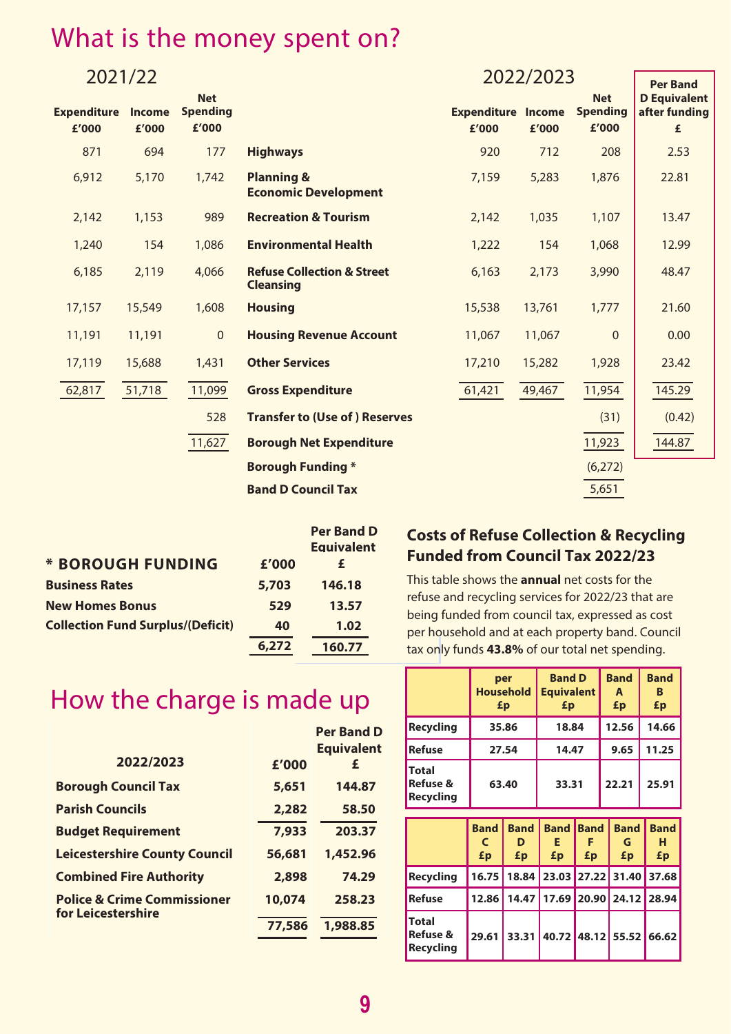# What is the money spent on?

| 2021/22 | | | | 2022/2023 | | | |
|---|---|---|---|---|---|---|---|
| **Expenditure £'000** | **Income £'000** | **Net Spending £'000** | | **Expenditure £'000** | **Income £'000** | **Net Spending £'000** | **Per Band D Equivalent after funding £** |
| 871 | 694 | 177 | **Highways** | 920 | 712 | 208 | 2.53 |
| 6,912 | 5,170 | 1,742 | **Planning & Economic Development** | 7,159 | 5,283 | 1,876 | 22.81 |
| 2,142 | 1,153 | 989 | **Recreation & Tourism** | 2,142 | 1,035 | 1,107 | 13.47 |
| 1,240 | 154 | 1,086 | **Environmental Health** | 1,222 | 154 | 1,068 | 12.99 |
| 6,185 | 2,119 | 4,066 | **Refuse Collection & Street Cleansing** | 6,163 | 2,173 | 3,990 | 48.47 |
| 17,157 | 15,549 | 1,608 | **Housing** | 15,538 | 13,761 | 1,777 | 21.60 |
| 11,191 | 11,191 | 0 | **Housing Revenue Account** | 11,067 | 11,067 | 0 | 0.00 |
| 17,119 | 15,688 | 1,431 | **Other Services** | 17,210 | 15,282 | 1,928 | 23.42 |
| 62,817 | 51,718 | 11,099 | **Gross Expenditure** | 61,421 | 49,467 | 11,954 | 145.29 |
| | | 528 | **Transfer to (Use of ) Reserves** | | | (31) | (0.42) |
| | | 11,627 | **Borough Net Expenditure** | | | 11,923 | 144.87 |
| | | | **Borough Funding *** | | | (6,272) | |
| | | | **Band D Council Tax** | | | 5,651 | |

| * BOROUGH FUNDING | £'000 | Per Band D Equivalent £ |
|---|---|---|
| **Business Rates** | 5,703 | 146.18 |
| **New Homes Bonus** | 529 | 13.57 |
| **Collection Fund Surplus/(Deficit)** | 40 | 1.02 |
| | 6,272 | 160.77 |

# How the charge is made up

| 2022/2023 | £'000 | Per Band D Equivalent £ |
|---|---|---|
| **Borough Council Tax** | 5,651 | 144.87 |
| **Parish Councils** | 2,282 | 58.50 |
| **Budget Requirement** | 7,933 | 203.37 |
| **Leicestershire County Council** | 56,681 | 1,452.96 |
| **Combined Fire Authority** | 2,898 | 74.29 |
| **Police & Crime Commissioner for Leicestershire** | 10,074 | 258.23 |
| | 77,586 | 1,988.85 |

## Costs of Refuse Collection & Recycling Funded from Council Tax 2022/23

This table shows the **annual** net costs for the refuse and recycling services for 2022/23 that are being funded from council tax, expressed as cost per household and at each property band. Council tax only funds **43.8%** of our total net spending.

| | per Household £p | Band D Equivalent £p | Band A £p | Band B £p |
|---|---|---|---|---|
| **Recycling** | 35.86 | 18.84 | 12.56 | 14.66 |
| **Refuse** | 27.54 | 14.47 | 9.65 | 11.25 |
| **Total Refuse & Recycling** | 63.40 | 33.31 | 22.21 | 25.91 |

| | Band C £p | Band D £p | Band E £p | Band F £p | Band G £p | Band H £p |
|---|---|---|---|---|---|---|
| **Recycling** | 16.75 | 18.84 | 23.03 | 27.22 | 31.40 | 37.68 |
| **Refuse** | 12.86 | 14.47 | 17.69 | 20.90 | 24.12 | 28.94 |
| **Total Refuse & Recycling** | 29.61 | 33.31 | 40.72 | 48.12 | 55.52 | 66.62 |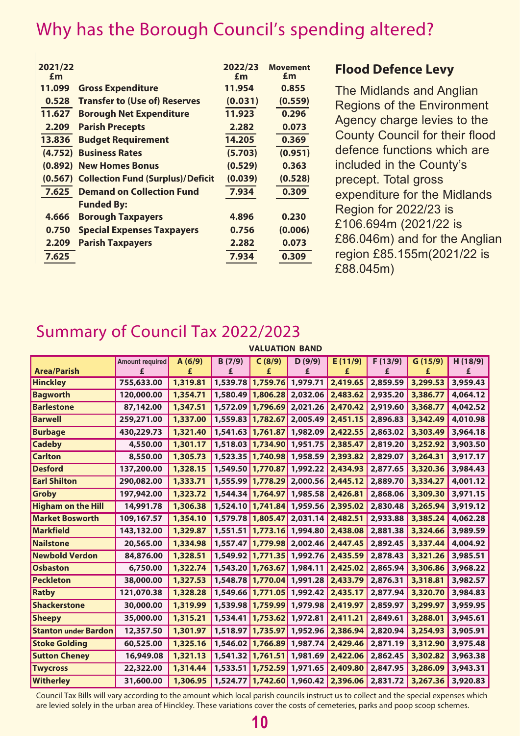# Why has the Borough Council's spending altered?

| 2021/22 £m | | 2022/23 £m | Movement £m |
|---|---|---|---|
| 11.099 | **Gross Expenditure** | 11.954 | 0.855 |
| 0.528 | **Transfer to (Use of) Reserves** | (0.031) | (0.559) |
| 11.627 | **Borough Net Expenditure** | 11.923 | 0.296 |
| 2.209 | **Parish Precepts** | 2.282 | 0.073 |
| 13.836 | **Budget Requirement** | 14.205 | 0.369 |
| (4.752) | **Business Rates** | (5.703) | (0.951) |
| (0.892) | **New Homes Bonus** | (0.529) | 0.363 |
| (0.567) | **Collection Fund (Surplus)/Deficit** | (0.039) | (0.528) |
| 7.625 | **Demand on Collection Fund** | 7.934 | 0.309 |
| | **Funded By:** | | |
| 4.666 | **Borough Taxpayers** | 4.896 | 0.230 |
| 0.750 | **Special Expenses Taxpayers** | 0.756 | (0.006) |
| 2.209 | **Parish Taxpayers** | 2.282 | 0.073 |
| 7.625 | | 7.934 | 0.309 |

### Flood Defence Levy

The Midlands and Anglian Regions of the Environment Agency charge levies to the County Council for their flood defence functions which are included in the County's precept. Total gross expenditure for the Midlands Region for 2022/23 is £106.694m (2021/22 is £86.046m) and for the Anglian region £85.155m(2021/22 is £88.045m)

# Summary of Council Tax 2022/2023

| | | VALUATION BAND | | | | | | | |
|---|---|---|---|---|---|---|---|---|---|
| **Area/Parish** | **Amount required £** | **A (6/9) £** | **B (7/9) £** | **C (8/9) £** | **D (9/9) £** | **E (11/9) £** | **F (13/9) £** | **G (15/9) £** | **H (18/9) £** |
| Hinckley | 755,633.00 | 1,319.81 | 1,539.78 | 1,759.76 | 1,979.71 | 2,419.65 | 2,859.59 | 3,299.53 | 3,959.43 |
| Bagworth | 120,000.00 | 1,354.71 | 1,580.49 | 1,806.28 | 2,032.06 | 2,483.62 | 2,935.20 | 3,386.77 | 4,064.12 |
| Barlestone | 87,142.00 | 1,347.51 | 1,572.09 | 1,796.69 | 2,021.26 | 2,470.42 | 2,919.60 | 3,368.77 | 4,042.52 |
| Barwell | 259,271.00 | 1,337.00 | 1,559.83 | 1,782.67 | 2,005.49 | 2,451.15 | 2,896.83 | 3,342.49 | 4,010.98 |
| Burbage | 430,229.73 | 1,321.40 | 1,541.63 | 1,761.87 | 1,982.09 | 2,422.55 | 2,863.02 | 3,303.49 | 3,964.18 |
| Cadeby | 4,550.00 | 1,301.17 | 1,518.03 | 1,734.90 | 1,951.75 | 2,385.47 | 2,819.20 | 3,252.92 | 3,903.50 |
| Carlton | 8,550.00 | 1,305.73 | 1,523.35 | 1,740.98 | 1,958.59 | 2,393.82 | 2,829.07 | 3,264.31 | 3,917.17 |
| Desford | 137,200.00 | 1,328.15 | 1,549.50 | 1,770.87 | 1,992.22 | 2,434.93 | 2,877.65 | 3,320.36 | 3,984.43 |
| Earl Shilton | 290,082.00 | 1,333.71 | 1,555.99 | 1,778.29 | 2,000.56 | 2,445.12 | 2,889.70 | 3,334.27 | 4,001.12 |
| Groby | 197,942.00 | 1,323.72 | 1,544.34 | 1,764.97 | 1,985.58 | 2,426.81 | 2,868.06 | 3,309.30 | 3,971.15 |
| Higham on the Hill | 14,991.78 | 1,306.38 | 1,524.10 | 1,741.84 | 1,959.56 | 2,395.02 | 2,830.48 | 3,265.94 | 3,919.12 |
| Market Bosworth | 109,167.57 | 1,354.10 | 1,579.78 | 1,805.47 | 2,031.14 | 2,482.51 | 2,933.88 | 3,385.24 | 4,062.28 |
| Markfield | 143,132.00 | 1,329.87 | 1,551.51 | 1,773.16 | 1,994.80 | 2,438.08 | 2,881.38 | 3,324.66 | 3,989.59 |
| Nailstone | 20,565.00 | 1,334.98 | 1,557.47 | 1,779.98 | 2,002.46 | 2,447.45 | 2,892.45 | 3,337.44 | 4,004.92 |
| Newbold Verdon | 84,876.00 | 1,328.51 | 1,549.92 | 1,771.35 | 1,992.76 | 2,435.59 | 2,878.43 | 3,321.26 | 3,985.51 |
| Osbaston | 6,750.00 | 1,322.74 | 1,543.20 | 1,763.67 | 1,984.11 | 2,425.02 | 2,865.94 | 3,306.86 | 3,968.22 |
| Peckleton | 38,000.00 | 1,327.53 | 1,548.78 | 1,770.04 | 1,991.28 | 2,433.79 | 2,876.31 | 3,318.81 | 3,982.57 |
| Ratby | 121,070.38 | 1,328.28 | 1,549.66 | 1,771.05 | 1,992.42 | 2,435.17 | 2,877.94 | 3,320.70 | 3,984.83 |
| Shackerstone | 30,000.00 | 1,319.99 | 1,539.98 | 1,759.99 | 1,979.98 | 2,419.97 | 2,859.97 | 3,299.97 | 3,959.95 |
| Sheepy | 35,000.00 | 1,315.21 | 1,534.41 | 1,753.62 | 1,972.81 | 2,411.21 | 2,849.61 | 3,288.01 | 3,945.61 |
| Stanton under Bardon | 12,357.50 | 1,301.97 | 1,518.97 | 1,735.97 | 1,952.96 | 2,386.94 | 2,820.94 | 3,254.93 | 3,905.91 |
| Stoke Golding | 60,525.00 | 1,325.16 | 1,546.02 | 1,766.89 | 1,987.74 | 2,429.46 | 2,871.19 | 3,312.90 | 3,975.48 |
| Sutton Cheney | 16,949.08 | 1,321.13 | 1,541.32 | 1,761.51 | 1,981.69 | 2,422.06 | 2,862.45 | 3,302.82 | 3,963.38 |
| Twycross | 22,322.00 | 1,314.44 | 1,533.51 | 1,752.59 | 1,971.65 | 2,409.80 | 2,847.95 | 3,286.09 | 3,943.31 |
| Witherley | 31,600.00 | 1,306.95 | 1,524.77 | 1,742.60 | 1,960.42 | 2,396.06 | 2,831.72 | 3,267.36 | 3,920.83 |

Council Tax Bills will vary according to the amount which local parish councils instruct us to collect and the special expenses which are levied solely in the urban area of Hinckley. These variations cover the costs of cemeteries, parks and poop scoop schemes.